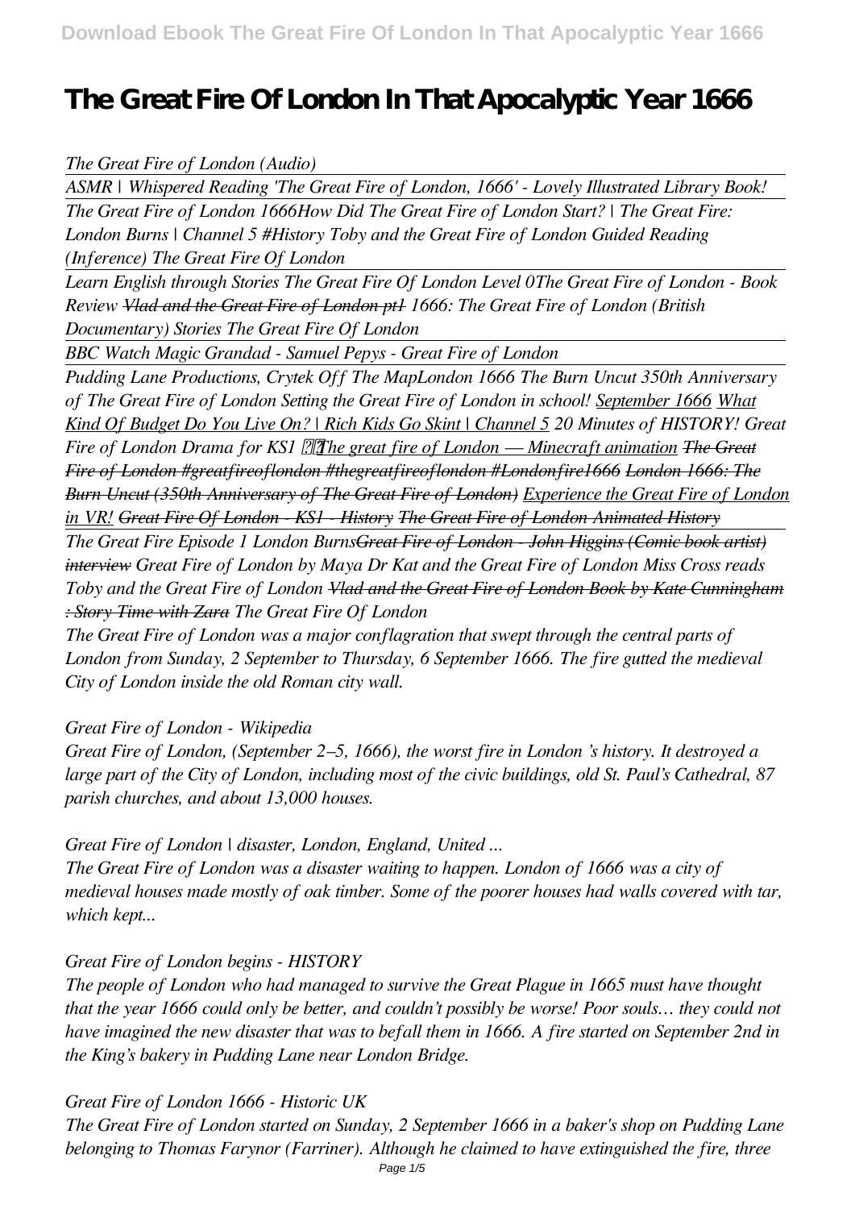# The Great Fire Of London In That Apocalyptic Year 1666

*The Great Fire of London (Audio)*

*ASMR | Whispered Reading 'The Great Fire of London, 1666' - Lovely Illustrated Library Book!*

*The Great Fire of London 1666How Did The Great Fire of London Start? | The Great Fire: London Burns | Channel 5 #History Toby and the Great Fire of London Guided Reading (Inference) The Great Fire Of London*

*Learn English through Stories The Great Fire Of London Level 0The Great Fire of London - Book Review ~~Vlad and the Great Fire of London pt1~~ 1666: The Great Fire of London (British Documentary) Stories The Great Fire Of London*

*BBC Watch Magic Grandad - Samuel Pepys - Great Fire of London*

*Pudding Lane Productions, Crytek Off The MapLondon 1666 The Burn Uncut 350th Anniversary of The Great Fire of London Setting the Great Fire of London in school! September 1666 What Kind Of Budget Do You Live On? | Rich Kids Go Skint | Channel 5 20 Minutes of HISTORY! Great Fire of London Drama for KS1 The great fire of London — Minecraft animation ~~The Great Fire of London #greatfireoflondon #thegreatfireoflondon #Londonfire1666~~ ~~London 1666: The Burn Uncut (350th Anniversary of The Great Fire of London)~~ Experience the Great Fire of London in VR! ~~Great Fire Of London - KS1 - History~~ ~~The Great Fire of London Animated History~~*

*The Great Fire Episode 1 London Burns~~Great Fire of London - John Higgins (Comic book artist) interview~~ Great Fire of London by Maya Dr Kat and the Great Fire of London Miss Cross reads Toby and the Great Fire of London ~~Vlad and the Great Fire of London Book by Kate Cunningham : Story Time with Zara~~ The Great Fire Of London*

*The Great Fire of London was a major conflagration that swept through the central parts of London from Sunday, 2 September to Thursday, 6 September 1666. The fire gutted the medieval City of London inside the old Roman city wall.*

*Great Fire of London - Wikipedia*

*Great Fire of London, (September 2–5, 1666), the worst fire in London's history. It destroyed a large part of the City of London, including most of the civic buildings, old St. Paul's Cathedral, 87 parish churches, and about 13,000 houses.*

*Great Fire of London | disaster, London, England, United ...*

*The Great Fire of London was a disaster waiting to happen. London of 1666 was a city of medieval houses made mostly of oak timber. Some of the poorer houses had walls covered with tar, which kept...*

*Great Fire of London begins - HISTORY*

*The people of London who had managed to survive the Great Plague in 1665 must have thought that the year 1666 could only be better, and couldn't possibly be worse! Poor souls… they could not have imagined the new disaster that was to befall them in 1666. A fire started on September 2nd in the King's bakery in Pudding Lane near London Bridge.*

*Great Fire of London 1666 - Historic UK*

*The Great Fire of London started on Sunday, 2 September 1666 in a baker's shop on Pudding Lane belonging to Thomas Farynor (Farriner). Although he claimed to have extinguished the fire, three*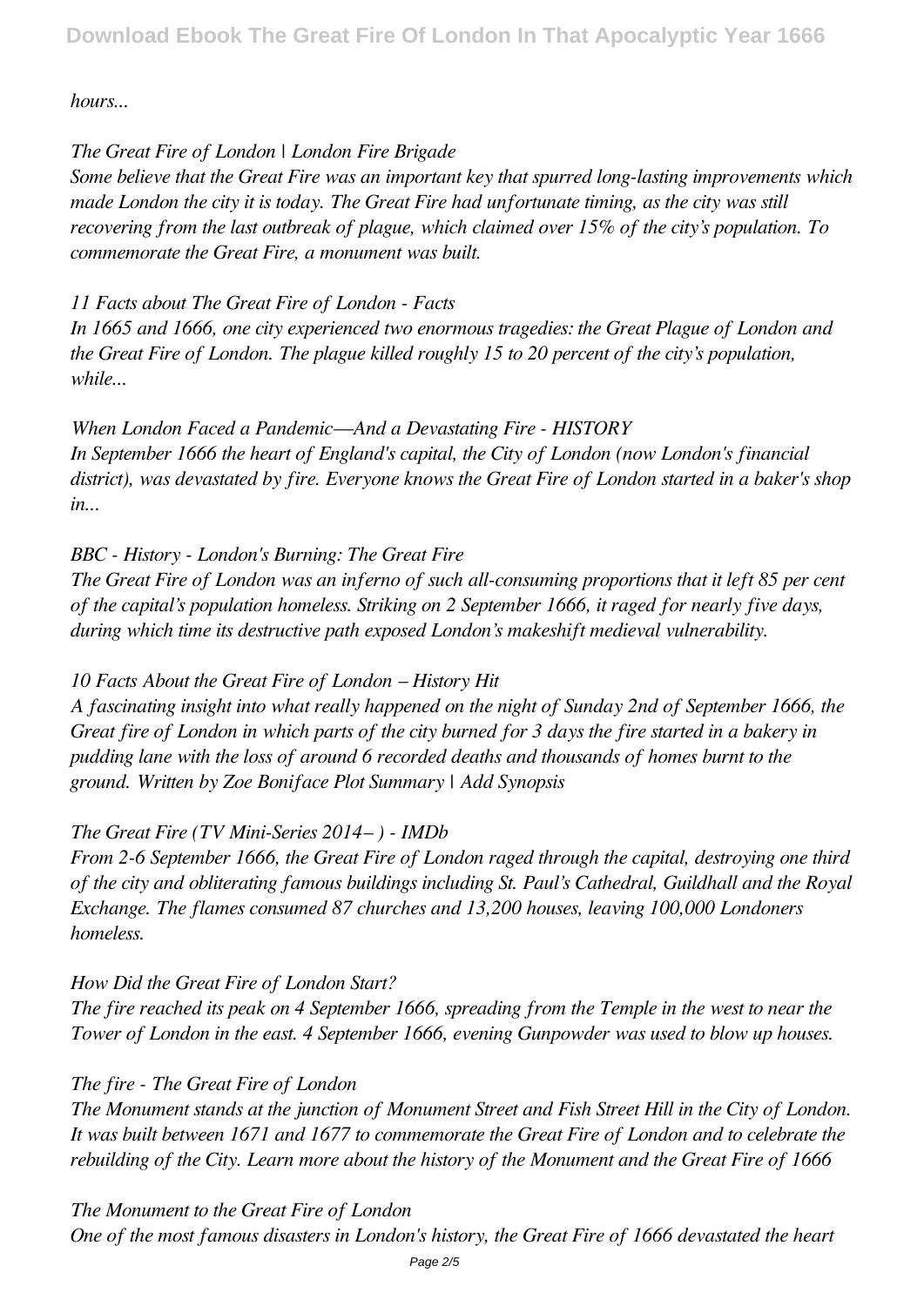*hours...*

*The Great Fire of London | London Fire Brigade*

*Some believe that the Great Fire was an important key that spurred long-lasting improvements which made London the city it is today. The Great Fire had unfortunate timing, as the city was still recovering from the last outbreak of plague, which claimed over 15% of the city's population. To commemorate the Great Fire, a monument was built.*

*11 Facts about The Great Fire of London - Facts*

*In 1665 and 1666, one city experienced two enormous tragedies: the Great Plague of London and the Great Fire of London. The plague killed roughly 15 to 20 percent of the city's population, while...*

*When London Faced a Pandemic—And a Devastating Fire - HISTORY*

*In September 1666 the heart of England's capital, the City of London (now London's financial district), was devastated by fire. Everyone knows the Great Fire of London started in a baker's shop in...*

*BBC - History - London's Burning: The Great Fire*

*The Great Fire of London was an inferno of such all-consuming proportions that it left 85 per cent of the capital's population homeless. Striking on 2 September 1666, it raged for nearly five days, during which time its destructive path exposed London's makeshift medieval vulnerability.*

*10 Facts About the Great Fire of London – History Hit*

*A fascinating insight into what really happened on the night of Sunday 2nd of September 1666, the Great fire of London in which parts of the city burned for 3 days the fire started in a bakery in pudding lane with the loss of around 6 recorded deaths and thousands of homes burnt to the ground. Written by Zoe Boniface Plot Summary | Add Synopsis*

*The Great Fire (TV Mini-Series 2014– ) - IMDb*

*From 2-6 September 1666, the Great Fire of London raged through the capital, destroying one third of the city and obliterating famous buildings including St. Paul's Cathedral, Guildhall and the Royal Exchange. The flames consumed 87 churches and 13,200 houses, leaving 100,000 Londoners homeless.*

*How Did the Great Fire of London Start?*

*The fire reached its peak on 4 September 1666, spreading from the Temple in the west to near the Tower of London in the east. 4 September 1666, evening Gunpowder was used to blow up houses.*

*The fire - The Great Fire of London*

*The Monument stands at the junction of Monument Street and Fish Street Hill in the City of London. It was built between 1671 and 1677 to commemorate the Great Fire of London and to celebrate the rebuilding of the City. Learn more about the history of the Monument and the Great Fire of 1666*

*The Monument to the Great Fire of London*

*One of the most famous disasters in London's history, the Great Fire of 1666 devastated the heart*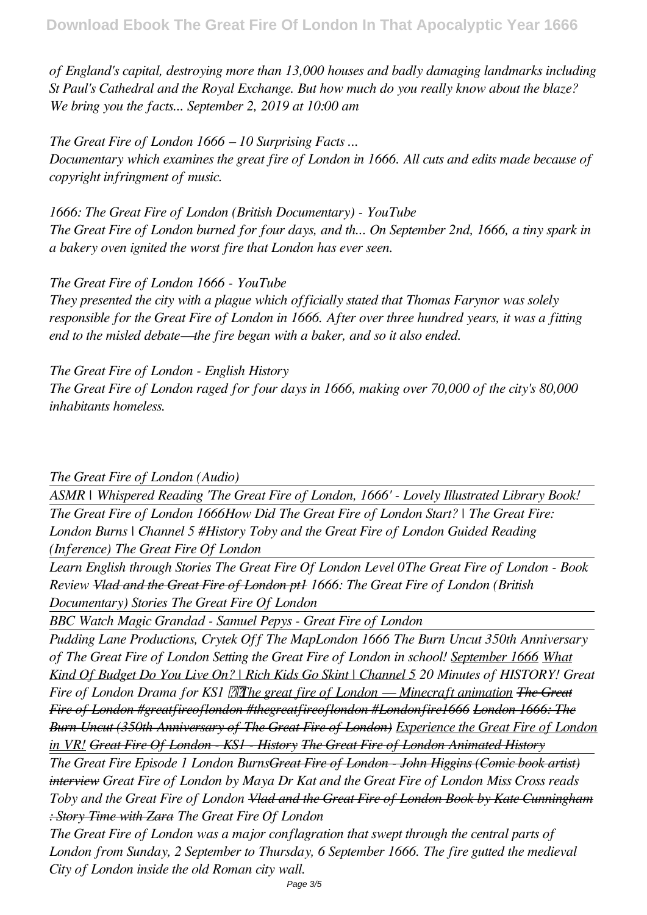*of England's capital, destroying more than 13,000 houses and badly damaging landmarks including St Paul's Cathedral and the Royal Exchange. But how much do you really know about the blaze? We bring you the facts... September 2, 2019 at 10:00 am*

*The Great Fire of London 1666 – 10 Surprising Facts ...*
*Documentary which examines the great fire of London in 1666. All cuts and edits made because of copyright infringment of music.*

*1666: The Great Fire of London (British Documentary) - YouTube*
*The Great Fire of London burned for four days, and th... On September 2nd, 1666, a tiny spark in a bakery oven ignited the worst fire that London has ever seen.*

*The Great Fire of London 1666 - YouTube*
*They presented the city with a plague which officially stated that Thomas Farynor was solely responsible for the Great Fire of London in 1666. After over three hundred years, it was a fitting end to the misled debate—the fire began with a baker, and so it also ended.*

*The Great Fire of London - English History*
*The Great Fire of London raged for four days in 1666, making over 70,000 of the city's 80,000 inhabitants homeless.*

*The Great Fire of London (Audio)*

*ASMR | Whispered Reading 'The Great Fire of London, 1666' - Lovely Illustrated Library Book!*

*The Great Fire of London 1666How Did The Great Fire of London Start? | The Great Fire: London Burns | Channel 5 #History Toby and the Great Fire of London Guided Reading (Inference) The Great Fire Of London*

*Learn English through Stories The Great Fire Of London Level 0The Great Fire of London - Book Review ~~Vlad and the Great Fire of London pt1~~ 1666: The Great Fire of London (British Documentary) Stories The Great Fire Of London*

*BBC Watch Magic Grandad - Samuel Pepys - Great Fire of London*

*Pudding Lane Productions, Crytek Off The MapLondon 1666 The Burn Uncut 350th Anniversary of The Great Fire of London Setting the Great Fire of London in school! September 1666 What Kind Of Budget Do You Live On? | Rich Kids Go Skint | Channel 5 20 Minutes of HISTORY! Great Fire of London Drama for KS1 The great fire of London — Minecraft animation ~~The Great Fire of London #greatfireoflondon #thegreatfireoflondon #Londonfire1666~~ ~~London 1666: The Burn Uncut (350th Anniversary of The Great Fire of London)~~ Experience the Great Fire of London in VR! ~~Great Fire Of London - KS1 - History~~ ~~The Great Fire of London Animated History~~*

*The Great Fire Episode 1 London Burns~~Great Fire of London - John Higgins (Comic book artist) interview~~ Great Fire of London by Maya Dr Kat and the Great Fire of London Miss Cross reads Toby and the Great Fire of London ~~Vlad and the Great Fire of London Book by Kate Cunningham : Story Time with Zara~~ The Great Fire Of London*

*The Great Fire of London was a major conflagration that swept through the central parts of London from Sunday, 2 September to Thursday, 6 September 1666. The fire gutted the medieval City of London inside the old Roman city wall.*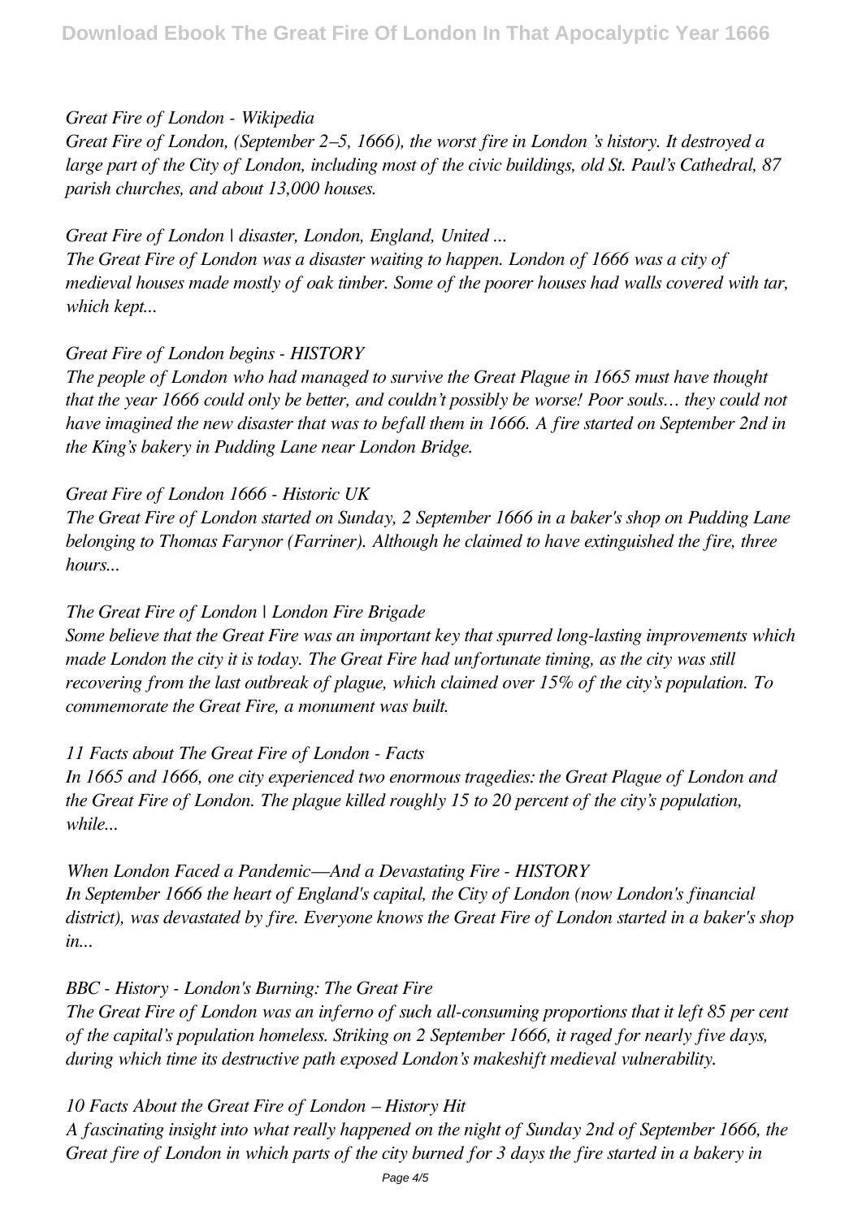*Great Fire of London - Wikipedia*

*Great Fire of London, (September 2–5, 1666), the worst fire in London 's history. It destroyed a large part of the City of London, including most of the civic buildings, old St. Paul's Cathedral, 87 parish churches, and about 13,000 houses.*

*Great Fire of London | disaster, London, England, United ...*

*The Great Fire of London was a disaster waiting to happen. London of 1666 was a city of medieval houses made mostly of oak timber. Some of the poorer houses had walls covered with tar, which kept...*

*Great Fire of London begins - HISTORY*

*The people of London who had managed to survive the Great Plague in 1665 must have thought that the year 1666 could only be better, and couldn't possibly be worse! Poor souls… they could not have imagined the new disaster that was to befall them in 1666. A fire started on September 2nd in the King's bakery in Pudding Lane near London Bridge.*

*Great Fire of London 1666 - Historic UK*

*The Great Fire of London started on Sunday, 2 September 1666 in a baker's shop on Pudding Lane belonging to Thomas Farynor (Farriner). Although he claimed to have extinguished the fire, three hours...*

*The Great Fire of London | London Fire Brigade*

*Some believe that the Great Fire was an important key that spurred long-lasting improvements which made London the city it is today. The Great Fire had unfortunate timing, as the city was still recovering from the last outbreak of plague, which claimed over 15% of the city's population. To commemorate the Great Fire, a monument was built.*

*11 Facts about The Great Fire of London - Facts*

*In 1665 and 1666, one city experienced two enormous tragedies: the Great Plague of London and the Great Fire of London. The plague killed roughly 15 to 20 percent of the city's population, while...*

*When London Faced a Pandemic—And a Devastating Fire - HISTORY*

*In September 1666 the heart of England's capital, the City of London (now London's financial district), was devastated by fire. Everyone knows the Great Fire of London started in a baker's shop in...*

*BBC - History - London's Burning: The Great Fire*

*The Great Fire of London was an inferno of such all-consuming proportions that it left 85 per cent of the capital's population homeless. Striking on 2 September 1666, it raged for nearly five days, during which time its destructive path exposed London's makeshift medieval vulnerability.*

*10 Facts About the Great Fire of London – History Hit*

*A fascinating insight into what really happened on the night of Sunday 2nd of September 1666, the Great fire of London in which parts of the city burned for 3 days the fire started in a bakery in*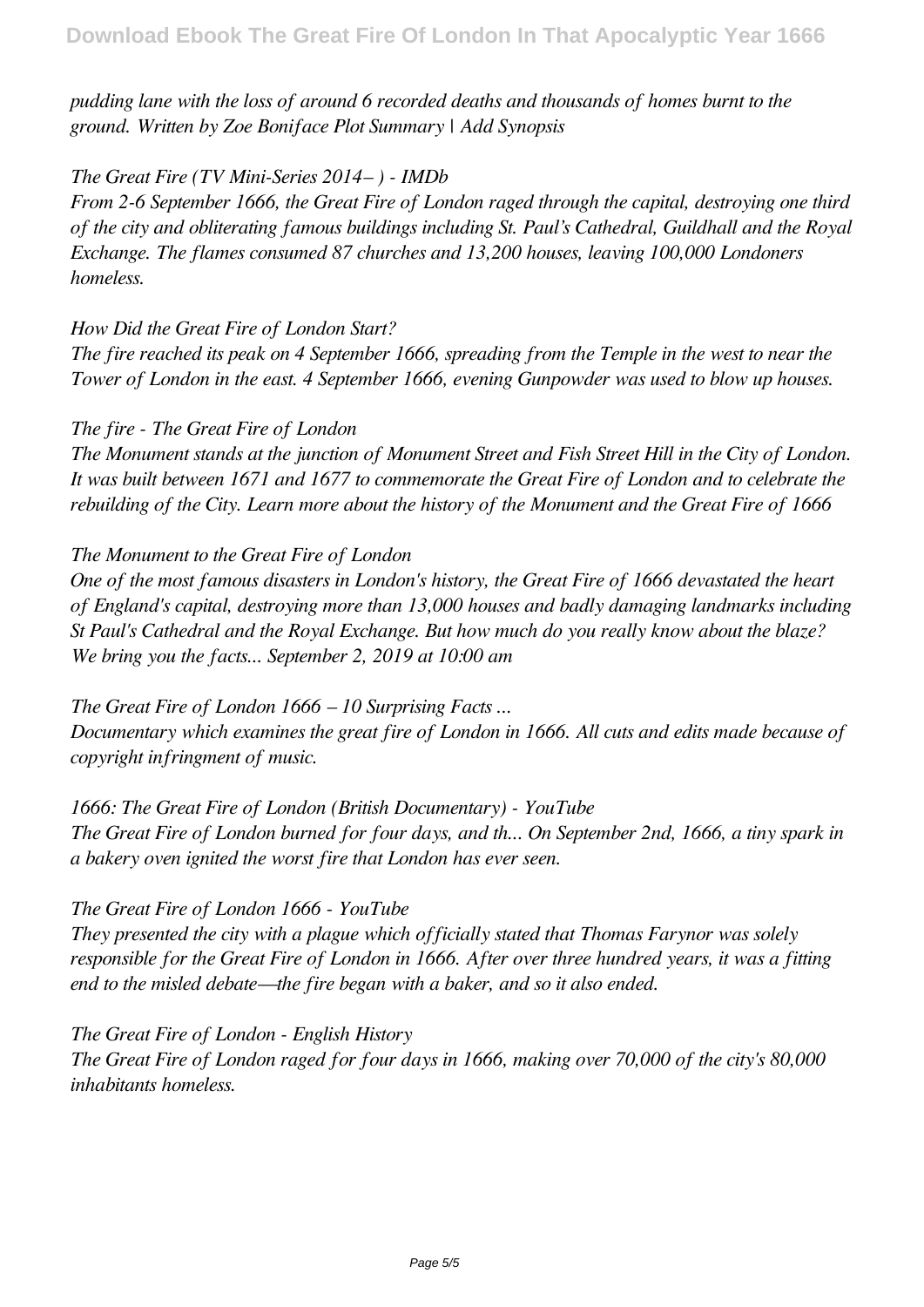*pudding lane with the loss of around 6 recorded deaths and thousands of homes burnt to the ground. Written by Zoe Boniface Plot Summary | Add Synopsis*

*The Great Fire (TV Mini-Series 2014– ) - IMDb*

*From 2-6 September 1666, the Great Fire of London raged through the capital, destroying one third of the city and obliterating famous buildings including St. Paul's Cathedral, Guildhall and the Royal Exchange. The flames consumed 87 churches and 13,200 houses, leaving 100,000 Londoners homeless.*

*How Did the Great Fire of London Start?*

*The fire reached its peak on 4 September 1666, spreading from the Temple in the west to near the Tower of London in the east. 4 September 1666, evening Gunpowder was used to blow up houses.*

*The fire - The Great Fire of London*

*The Monument stands at the junction of Monument Street and Fish Street Hill in the City of London. It was built between 1671 and 1677 to commemorate the Great Fire of London and to celebrate the rebuilding of the City. Learn more about the history of the Monument and the Great Fire of 1666*

*The Monument to the Great Fire of London*

*One of the most famous disasters in London's history, the Great Fire of 1666 devastated the heart of England's capital, destroying more than 13,000 houses and badly damaging landmarks including St Paul's Cathedral and the Royal Exchange. But how much do you really know about the blaze? We bring you the facts... September 2, 2019 at 10:00 am*

*The Great Fire of London 1666 – 10 Surprising Facts ...*

*Documentary which examines the great fire of London in 1666. All cuts and edits made because of copyright infringment of music.*

*1666: The Great Fire of London (British Documentary) - YouTube*

*The Great Fire of London burned for four days, and th... On September 2nd, 1666, a tiny spark in a bakery oven ignited the worst fire that London has ever seen.*

*The Great Fire of London 1666 - YouTube*

*They presented the city with a plague which officially stated that Thomas Farynor was solely responsible for the Great Fire of London in 1666. After over three hundred years, it was a fitting end to the misled debate—the fire began with a baker, and so it also ended.*

*The Great Fire of London - English History*

*The Great Fire of London raged for four days in 1666, making over 70,000 of the city's 80,000 inhabitants homeless.*